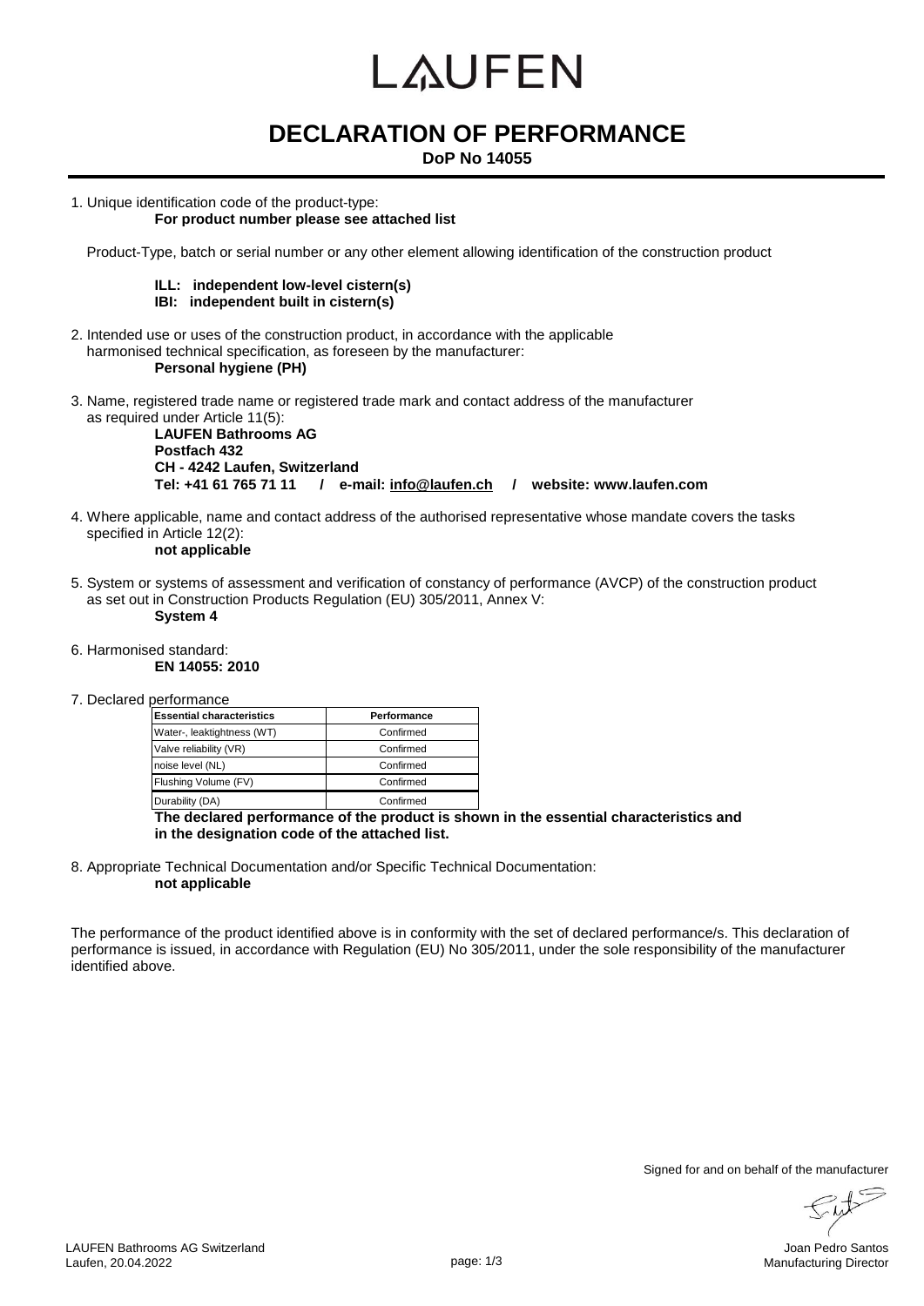# LAUFEN

## DECLARATION OF PERFORMANCE

**DoP No 14055**

1. Unique identification code of the product-type:
   **For product number please see attached list**

   Product-Type, batch or serial number or any other element allowing identification of the construction product

   **ILL: independent low-level cistern(s)**
   **IBI: independent built in cistern(s)**

2. Intended use or uses of the construction product, in accordance with the applicable harmonised technical specification, as foreseen by the manufacturer:
   **Personal hygiene (PH)**

3. Name, registered trade name or registered trade mark and contact address of the manufacturer as required under Article 11(5):
   **LAUFEN Bathrooms AG**
   **Postfach 432**
   **CH - 4242 Laufen, Switzerland**
   **Tel: +41 61 765 71 11 / e-mail: info@laufen.ch / website: www.laufen.com**

4. Where applicable, name and contact address of the authorised representative whose mandate covers the tasks specified in Article 12(2):
   **not applicable**

5. System or systems of assessment and verification of constancy of performance (AVCP) of the construction product as set out in Construction Products Regulation (EU) 305/2011, Annex V:
   **System 4**

6. Harmonised standard:
   **EN 14055: 2010**

7. Declared performance

| Essential characteristics | Performance |
|---|---|
| Water-, leaktightness (WT) | Confirmed |
| Valve reliability (VR) | Confirmed |
| noise level (NL) | Confirmed |
| Flushing Volume (FV) | Confirmed |
| Durability (DA) | Confirmed |

   **The declared performance of the product is shown in the essential characteristics and in the designation code of the attached list.**

8. Appropriate Technical Documentation and/or Specific Technical Documentation:
   **not applicable**

The performance of the product identified above is in conformity with the set of declared performance/s. This declaration of performance is issued, in accordance with Regulation (EU) No 305/2011, under the sole responsibility of the manufacturer identified above.

Signed for and on behalf of the manufacturer

LAUFEN Bathrooms AG Switzerland
Laufen, 20.04.2022

Joan Pedro Santos
Manufacturing Director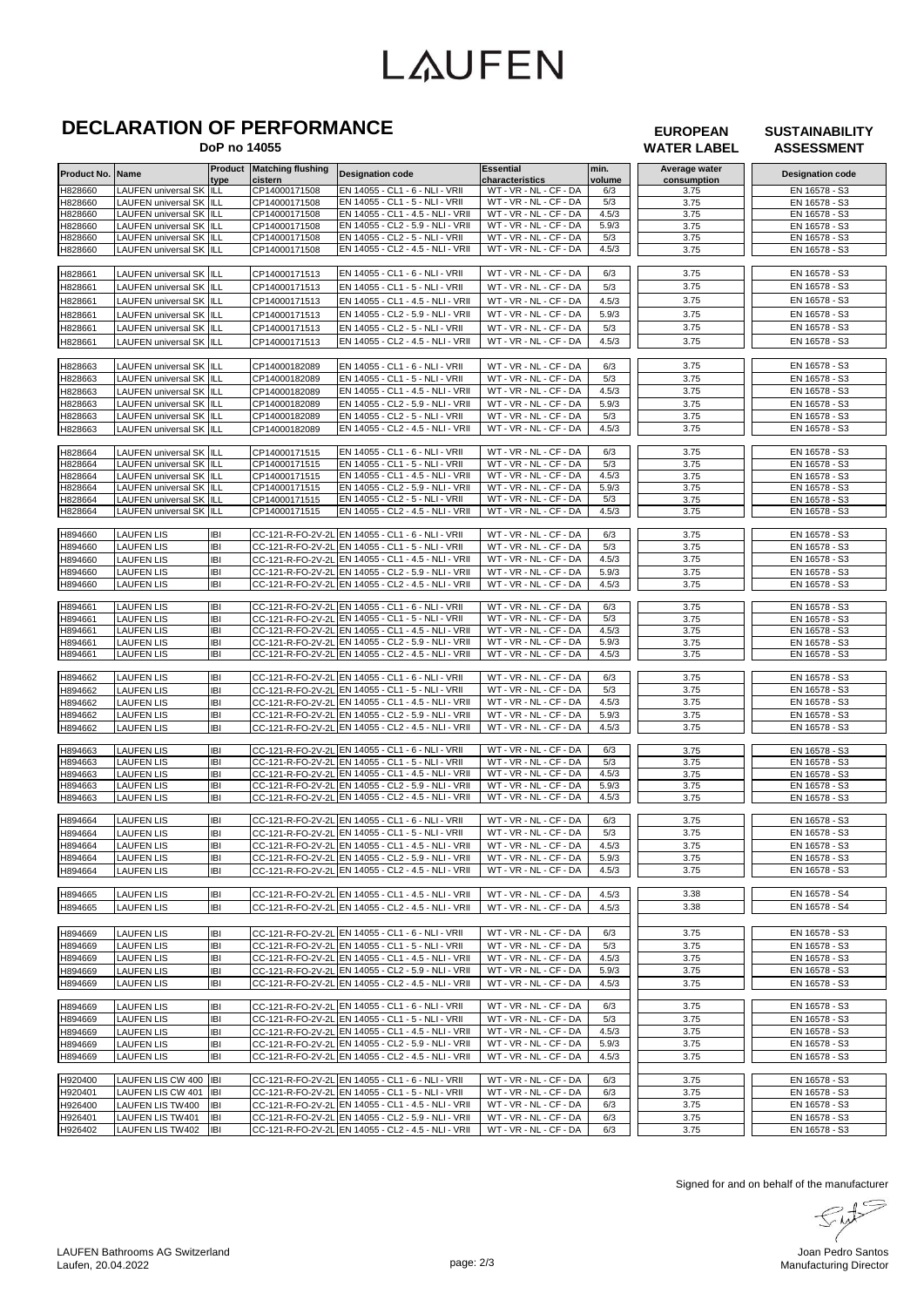# LAUFEN

## DECLARATION OF PERFORMANCE

**DoP no 14055**

| | | | | | | | EUROPEAN WATER LABEL | SUSTAINABILITY ASSESSMENT |
|---|---|---|---|---|---|---|---|---|
| **Product No.** | **Name** | **Product type** | **Matching flushing cistern** | **Designation code** | **Essential characteristics** | **min. volume** | **Average water consumption** | **Designation code** |
| H828660 | LAUFEN universal SK | ILL | CP14000171508 | EN 14055 - CL1 - 6 - NLI - VRII | WT - VR - NL - CF - DA | 6/3 | 3.75 | EN 16578 - S3 |
| H828660 | LAUFEN universal SK | ILL | CP14000171508 | EN 14055 - CL1 - 5 - NLI - VRII | WT - VR - NL - CF - DA | 5/3 | 3.75 | EN 16578 - S3 |
| H828660 | LAUFEN universal SK | ILL | CP14000171508 | EN 14055 - CL1 - 4.5 - NLI - VRII | WT - VR - NL - CF - DA | 4.5/3 | 3.75 | EN 16578 - S3 |
| H828660 | LAUFEN universal SK | ILL | CP14000171508 | EN 14055 - CL2 - 5.9 - NLI - VRII | WT - VR - NL - CF - DA | 5.9/3 | 3.75 | EN 16578 - S3 |
| H828660 | LAUFEN universal SK | ILL | CP14000171508 | EN 14055 - CL2 - 5 - NLI - VRII | WT - VR - NL - CF - DA | 5/3 | 3.75 | EN 16578 - S3 |
| H828660 | LAUFEN universal SK | ILL | CP14000171508 | EN 14055 - CL2 - 4.5 - NLI - VRII | WT - VR - NL - CF - DA | 4.5/3 | 3.75 | EN 16578 - S3 |
| H828661 | LAUFEN universal SK | ILL | CP14000171513 | EN 14055 - CL1 - 6 - NLI - VRII | WT - VR - NL - CF - DA | 6/3 | 3.75 | EN 16578 - S3 |
| H828661 | LAUFEN universal SK | ILL | CP14000171513 | EN 14055 - CL1 - 5 - NLI - VRII | WT - VR - NL - CF - DA | 5/3 | 3.75 | EN 16578 - S3 |
| H828661 | LAUFEN universal SK | ILL | CP14000171513 | EN 14055 - CL1 - 4.5 - NLI - VRII | WT - VR - NL - CF - DA | 4.5/3 | 3.75 | EN 16578 - S3 |
| H828661 | LAUFEN universal SK | ILL | CP14000171513 | EN 14055 - CL2 - 5.9 - NLI - VRII | WT - VR - NL - CF - DA | 5.9/3 | 3.75 | EN 16578 - S3 |
| H828661 | LAUFEN universal SK | ILL | CP14000171513 | EN 14055 - CL2 - 5 - NLI - VRII | WT - VR - NL - CF - DA | 5/3 | 3.75 | EN 16578 - S3 |
| H828661 | LAUFEN universal SK | ILL | CP14000171513 | EN 14055 - CL2 - 4.5 - NLI - VRII | WT - VR - NL - CF - DA | 4.5/3 | 3.75 | EN 16578 - S3 |
| H828663 | LAUFEN universal SK | ILL | CP14000182089 | EN 14055 - CL1 - 6 - NLI - VRII | WT - VR - NL - CF - DA | 6/3 | 3.75 | EN 16578 - S3 |
| H828663 | LAUFEN universal SK | ILL | CP14000182089 | EN 14055 - CL1 - 5 - NLI - VRII | WT - VR - NL - CF - DA | 5/3 | 3.75 | EN 16578 - S3 |
| H828663 | LAUFEN universal SK | ILL | CP14000182089 | EN 14055 - CL1 - 4.5 - NLI - VRII | WT - VR - NL - CF - DA | 4.5/3 | 3.75 | EN 16578 - S3 |
| H828663 | LAUFEN universal SK | ILL | CP14000182089 | EN 14055 - CL2 - 5.9 - NLI - VRII | WT - VR - NL - CF - DA | 5.9/3 | 3.75 | EN 16578 - S3 |
| H828663 | LAUFEN universal SK | ILL | CP14000182089 | EN 14055 - CL2 - 5 - NLI - VRII | WT - VR - NL - CF - DA | 5/3 | 3.75 | EN 16578 - S3 |
| H828663 | LAUFEN universal SK | ILL | CP14000182089 | EN 14055 - CL2 - 4.5 - NLI - VRII | WT - VR - NL - CF - DA | 4.5/3 | 3.75 | EN 16578 - S3 |
| H828664 | LAUFEN universal SK | ILL | CP14000171515 | EN 14055 - CL1 - 6 - NLI - VRII | WT - VR - NL - CF - DA | 6/3 | 3.75 | EN 16578 - S3 |
| H828664 | LAUFEN universal SK | ILL | CP14000171515 | EN 14055 - CL1 - 5 - NLI - VRII | WT - VR - NL - CF - DA | 5/3 | 3.75 | EN 16578 - S3 |
| H828664 | LAUFEN universal SK | ILL | CP14000171515 | EN 14055 - CL1 - 4.5 - NLI - VRII | WT - VR - NL - CF - DA | 4.5/3 | 3.75 | EN 16578 - S3 |
| H828664 | LAUFEN universal SK | ILL | CP14000171515 | EN 14055 - CL2 - 5.9 - NLI - VRII | WT - VR - NL - CF - DA | 5.9/3 | 3.75 | EN 16578 - S3 |
| H828664 | LAUFEN universal SK | ILL | CP14000171515 | EN 14055 - CL2 - 5 - NLI - VRII | WT - VR - NL - CF - DA | 5/3 | 3.75 | EN 16578 - S3 |
| H828664 | LAUFEN universal SK | ILL | CP14000171515 | EN 14055 - CL2 - 4.5 - NLI - VRII | WT - VR - NL - CF - DA | 4.5/3 | 3.75 | EN 16578 - S3 |
| H894660 | LAUFEN LIS | IBI | CC-121-R-FO-2V-2L | EN 14055 - CL1 - 6 - NLI - VRII | WT - VR - NL - CF - DA | 6/3 | 3.75 | EN 16578 - S3 |
| H894660 | LAUFEN LIS | IBI | CC-121-R-FO-2V-2L | EN 14055 - CL1 - 5 - NLI - VRII | WT - VR - NL - CF - DA | 5/3 | 3.75 | EN 16578 - S3 |
| H894660 | LAUFEN LIS | IBI | CC-121-R-FO-2V-2L | EN 14055 - CL1 - 4.5 - NLI - VRII | WT - VR - NL - CF - DA | 4.5/3 | 3.75 | EN 16578 - S3 |
| H894660 | LAUFEN LIS | IBI | CC-121-R-FO-2V-2L | EN 14055 - CL2 - 5.9 - NLI - VRII | WT - VR - NL - CF - DA | 5.9/3 | 3.75 | EN 16578 - S3 |
| H894660 | LAUFEN LIS | IBI | CC-121-R-FO-2V-2L | EN 14055 - CL2 - 4.5 - NLI - VRII | WT - VR - NL - CF - DA | 4.5/3 | 3.75 | EN 16578 - S3 |
| H894661 | LAUFEN LIS | IBI | CC-121-R-FO-2V-2L | EN 14055 - CL1 - 6 - NLI - VRII | WT - VR - NL - CF - DA | 6/3 | 3.75 | EN 16578 - S3 |
| H894661 | LAUFEN LIS | IBI | CC-121-R-FO-2V-2L | EN 14055 - CL1 - 5 - NLI - VRII | WT - VR - NL - CF - DA | 5/3 | 3.75 | EN 16578 - S3 |
| H894661 | LAUFEN LIS | IBI | CC-121-R-FO-2V-2L | EN 14055 - CL1 - 4.5 - NLI - VRII | WT - VR - NL - CF - DA | 4.5/3 | 3.75 | EN 16578 - S3 |
| H894661 | LAUFEN LIS | IBI | CC-121-R-FO-2V-2L | EN 14055 - CL2 - 5.9 - NLI - VRII | WT - VR - NL - CF - DA | 5.9/3 | 3.75 | EN 16578 - S3 |
| H894661 | LAUFEN LIS | IBI | CC-121-R-FO-2V-2L | EN 14055 - CL2 - 4.5 - NLI - VRII | WT - VR - NL - CF - DA | 4.5/3 | 3.75 | EN 16578 - S3 |
| H894662 | LAUFEN LIS | IBI | CC-121-R-FO-2V-2L | EN 14055 - CL1 - 6 - NLI - VRII | WT - VR - NL - CF - DA | 6/3 | 3.75 | EN 16578 - S3 |
| H894662 | LAUFEN LIS | IBI | CC-121-R-FO-2V-2L | EN 14055 - CL1 - 5 - NLI - VRII | WT - VR - NL - CF - DA | 5/3 | 3.75 | EN 16578 - S3 |
| H894662 | LAUFEN LIS | IBI | CC-121-R-FO-2V-2L | EN 14055 - CL1 - 4.5 - NLI - VRII | WT - VR - NL - CF - DA | 4.5/3 | 3.75 | EN 16578 - S3 |
| H894662 | LAUFEN LIS | IBI | CC-121-R-FO-2V-2L | EN 14055 - CL2 - 5.9 - NLI - VRII | WT - VR - NL - CF - DA | 5.9/3 | 3.75 | EN 16578 - S3 |
| H894662 | LAUFEN LIS | IBI | CC-121-R-FO-2V-2L | EN 14055 - CL2 - 4.5 - NLI - VRII | WT - VR - NL - CF - DA | 4.5/3 | 3.75 | EN 16578 - S3 |
| H894663 | LAUFEN LIS | IBI | CC-121-R-FO-2V-2L | EN 14055 - CL1 - 6 - NLI - VRII | WT - VR - NL - CF - DA | 6/3 | 3.75 | EN 16578 - S3 |
| H894663 | LAUFEN LIS | IBI | CC-121-R-FO-2V-2L | EN 14055 - CL1 - 5 - NLI - VRII | WT - VR - NL - CF - DA | 5/3 | 3.75 | EN 16578 - S3 |
| H894663 | LAUFEN LIS | IBI | CC-121-R-FO-2V-2L | EN 14055 - CL1 - 4.5 - NLI - VRII | WT - VR - NL - CF - DA | 4.5/3 | 3.75 | EN 16578 - S3 |
| H894663 | LAUFEN LIS | IBI | CC-121-R-FO-2V-2L | EN 14055 - CL2 - 5.9 - NLI - VRII | WT - VR - NL - CF - DA | 5.9/3 | 3.75 | EN 16578 - S3 |
| H894663 | LAUFEN LIS | IBI | CC-121-R-FO-2V-2L | EN 14055 - CL2 - 4.5 - NLI - VRII | WT - VR - NL - CF - DA | 4.5/3 | 3.75 | EN 16578 - S3 |
| H894664 | LAUFEN LIS | IBI | CC-121-R-FO-2V-2L | EN 14055 - CL1 - 6 - NLI - VRII | WT - VR - NL - CF - DA | 6/3 | 3.75 | EN 16578 - S3 |
| H894664 | LAUFEN LIS | IBI | CC-121-R-FO-2V-2L | EN 14055 - CL1 - 5 - NLI - VRII | WT - VR - NL - CF - DA | 5/3 | 3.75 | EN 16578 - S3 |
| H894664 | LAUFEN LIS | IBI | CC-121-R-FO-2V-2L | EN 14055 - CL1 - 4.5 - NLI - VRII | WT - VR - NL - CF - DA | 4.5/3 | 3.75 | EN 16578 - S3 |
| H894664 | LAUFEN LIS | IBI | CC-121-R-FO-2V-2L | EN 14055 - CL2 - 5.9 - NLI - VRII | WT - VR - NL - CF - DA | 5.9/3 | 3.75 | EN 16578 - S3 |
| H894664 | LAUFEN LIS | IBI | CC-121-R-FO-2V-2L | EN 14055 - CL2 - 4.5 - NLI - VRII | WT - VR - NL - CF - DA | 4.5/3 | 3.75 | EN 16578 - S3 |
| H894665 | LAUFEN LIS | IBI | CC-121-R-FO-2V-2L | EN 14055 - CL1 - 4.5 - NLI - VRII | WT - VR - NL - CF - DA | 4.5/3 | 3.38 | EN 16578 - S4 |
| H894665 | LAUFEN LIS | IBI | CC-121-R-FO-2V-2L | EN 14055 - CL2 - 4.5 - NLI - VRII | WT - VR - NL - CF - DA | 4.5/3 | 3.38 | EN 16578 - S4 |
| H894669 | LAUFEN LIS | IBI | CC-121-R-FO-2V-2L | EN 14055 - CL1 - 6 - NLI - VRII | WT - VR - NL - CF - DA | 6/3 | 3.75 | EN 16578 - S3 |
| H894669 | LAUFEN LIS | IBI | CC-121-R-FO-2V-2L | EN 14055 - CL1 - 5 - NLI - VRII | WT - VR - NL - CF - DA | 5/3 | 3.75 | EN 16578 - S3 |
| H894669 | LAUFEN LIS | IBI | CC-121-R-FO-2V-2L | EN 14055 - CL1 - 4.5 - NLI - VRII | WT - VR - NL - CF - DA | 4.5/3 | 3.75 | EN 16578 - S3 |
| H894669 | LAUFEN LIS | IBI | CC-121-R-FO-2V-2L | EN 14055 - CL2 - 5.9 - NLI - VRII | WT - VR - NL - CF - DA | 5.9/3 | 3.75 | EN 16578 - S3 |
| H894669 | LAUFEN LIS | IBI | CC-121-R-FO-2V-2L | EN 14055 - CL2 - 4.5 - NLI - VRII | WT - VR - NL - CF - DA | 4.5/3 | 3.75 | EN 16578 - S3 |
| H894669 | LAUFEN LIS | IBI | CC-121-R-FO-2V-2L | EN 14055 - CL1 - 6 - NLI - VRII | WT - VR - NL - CF - DA | 6/3 | 3.75 | EN 16578 - S3 |
| H894669 | LAUFEN LIS | IBI | CC-121-R-FO-2V-2L | EN 14055 - CL1 - 5 - NLI - VRII | WT - VR - NL - CF - DA | 5/3 | 3.75 | EN 16578 - S3 |
| H894669 | LAUFEN LIS | IBI | CC-121-R-FO-2V-2L | EN 14055 - CL1 - 4.5 - NLI - VRII | WT - VR - NL - CF - DA | 4.5/3 | 3.75 | EN 16578 - S3 |
| H894669 | LAUFEN LIS | IBI | CC-121-R-FO-2V-2L | EN 14055 - CL2 - 5.9 - NLI - VRII | WT - VR - NL - CF - DA | 5.9/3 | 3.75 | EN 16578 - S3 |
| H894669 | LAUFEN LIS | IBI | CC-121-R-FO-2V-2L | EN 14055 - CL2 - 4.5 - NLI - VRII | WT - VR - NL - CF - DA | 4.5/3 | 3.75 | EN 16578 - S3 |
| H920400 | LAUFEN LIS CW 400 | IBI | CC-121-R-FO-2V-2L | EN 14055 - CL1 - 6 - NLI - VRII | WT - VR - NL - CF - DA | 6/3 | 3.75 | EN 16578 - S3 |
| H920401 | LAUFEN LIS CW 401 | IBI | CC-121-R-FO-2V-2L | EN 14055 - CL1 - 5 - NLI - VRII | WT - VR - NL - CF - DA | 6/3 | 3.75 | EN 16578 - S3 |
| H926400 | LAUFEN LIS TW400 | IBI | CC-121-R-FO-2V-2L | EN 14055 - CL1 - 4.5 - NLI - VRII | WT - VR - NL - CF - DA | 6/3 | 3.75 | EN 16578 - S3 |
| H926401 | LAUFEN LIS TW401 | IBI | CC-121-R-FO-2V-2L | EN 14055 - CL2 - 5.9 - NLI - VRII | WT - VR - NL - CF - DA | 6/3 | 3.75 | EN 16578 - S3 |
| H926402 | LAUFEN LIS TW402 | IBI | CC-121-R-FO-2V-2L | EN 14055 - CL2 - 4.5 - NLI - VRII | WT - VR - NL - CF - DA | 6/3 | 3.75 | EN 16578 - S3 |

Signed for and on behalf of the manufacturer

LAUFEN Bathrooms AG Switzerland
Laufen, 20.04.2022

Joan Pedro Santos
Manufacturing Director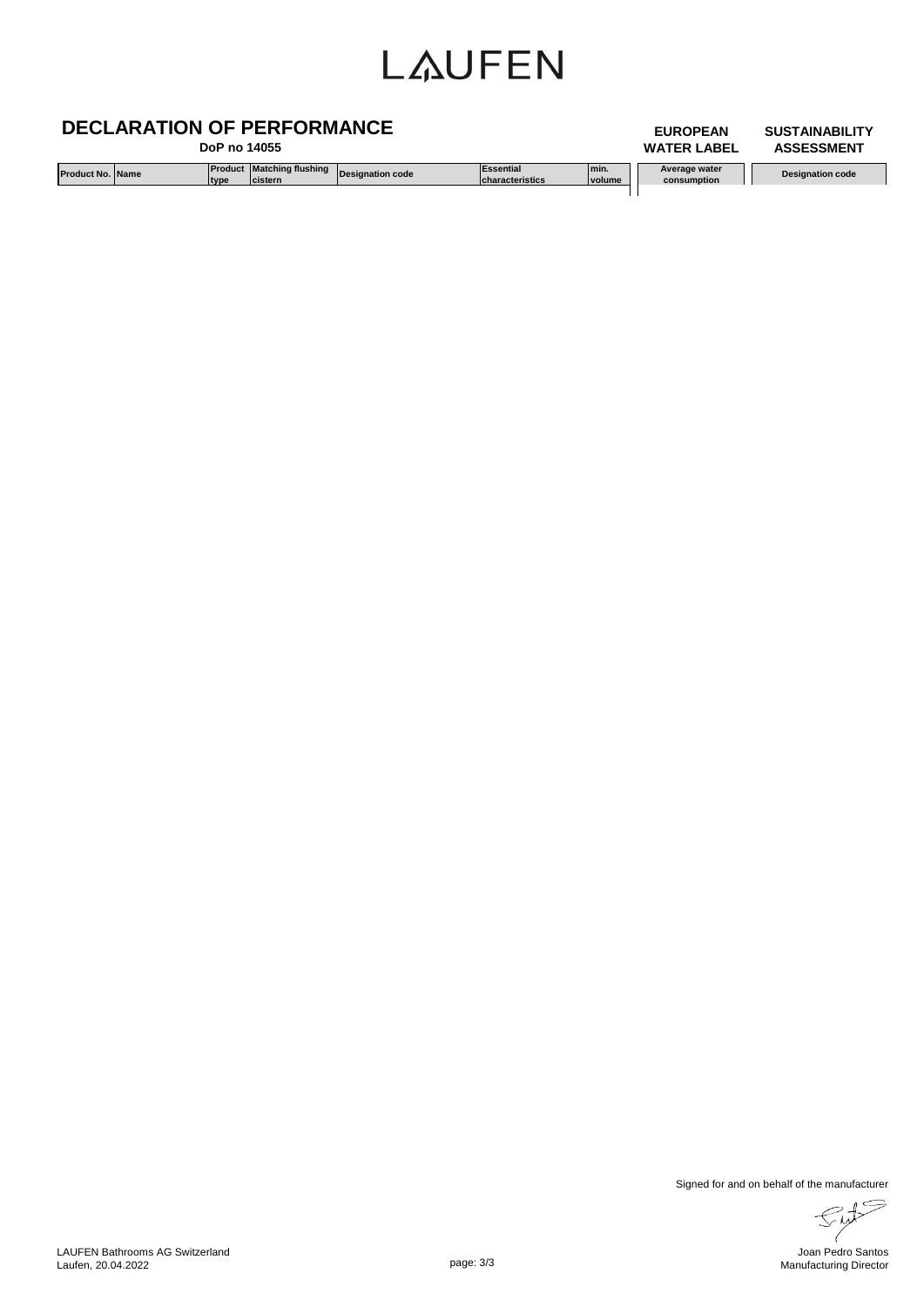LAUFEN

# DECLARATION OF PERFORMANCE

**DoP no 14055**

**EUROPEAN WATER LABEL**

**SUSTAINABILITY ASSESSMENT**

| Product No. | Name | Product type | Matching flushing cistern | Designation code | Essential characteristics | min. volume | Average water consumption | Designation code |
|---|---|---|---|---|---|---|---|---|

Signed for and on behalf of the manufacturer

LAUFEN Bathrooms AG Switzerland
Laufen, 20.04.2022

Joan Pedro Santos
Manufacturing Director